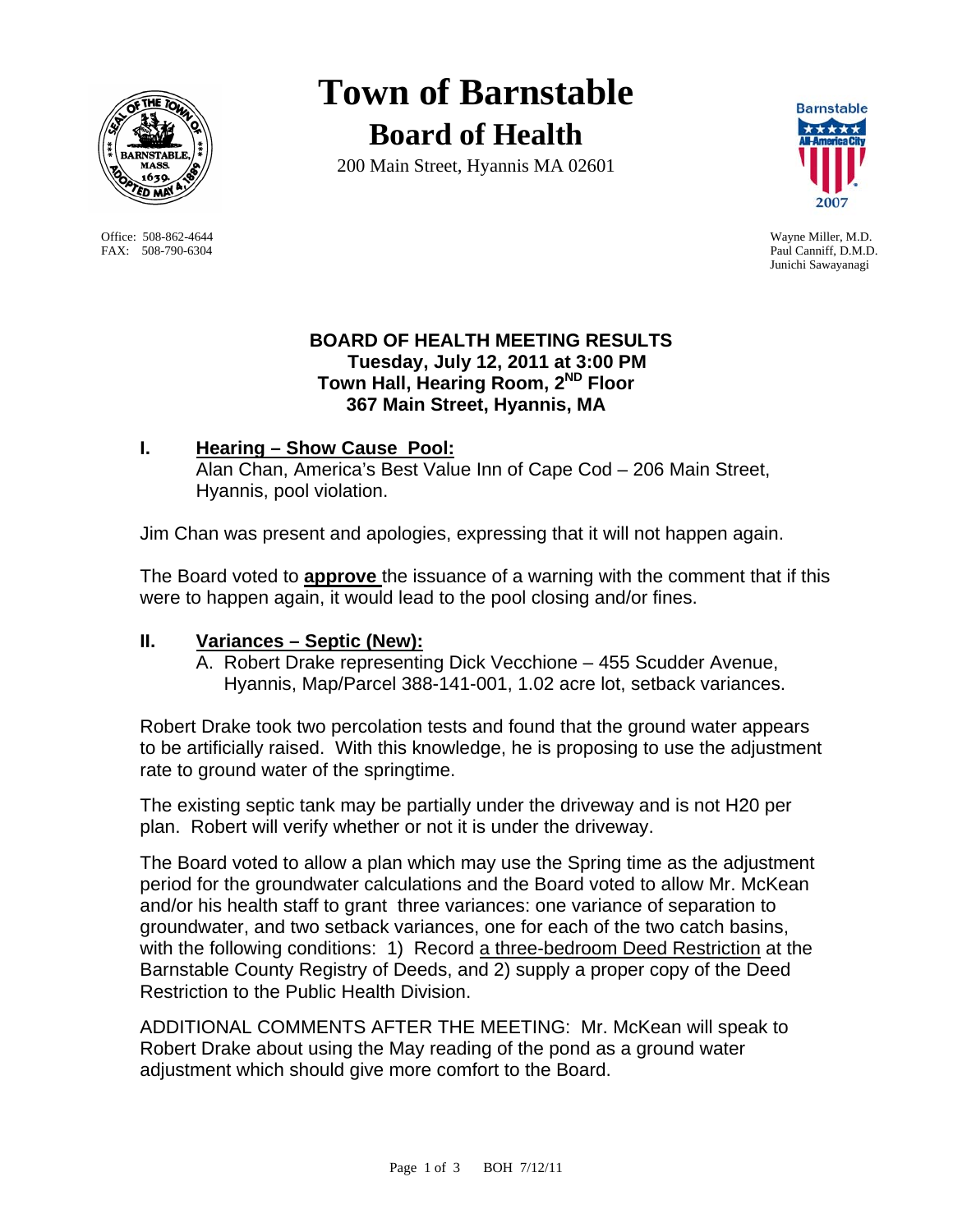# Town of Barnstable

## Board of Health

200 Main Street, Hyannis MA 02601

Office: 508-862-4644
FAX: 508-790-6304

Wayne Miller, M.D.
Paul Canniff, D.M.D.
Junichi Sawayanagi

**BOARD OF HEALTH MEETING RESULTS**
**Tuesday, July 12, 2011 at 3:00 PM**
**Town Hall, Hearing Room, 2ND Floor**
**367 Main Street, Hyannis, MA**

**I. Hearing – Show Cause Pool:**

Alan Chan, America's Best Value Inn of Cape Cod – 206 Main Street, Hyannis, pool violation.

Jim Chan was present and apologies, expressing that it will not happen again.

The Board voted to **approve** the issuance of a warning with the comment that if this were to happen again, it would lead to the pool closing and/or fines.

**II. Variances – Septic (New):**

A. Robert Drake representing Dick Vecchione – 455 Scudder Avenue, Hyannis, Map/Parcel 388-141-001, 1.02 acre lot, setback variances.

Robert Drake took two percolation tests and found that the ground water appears to be artificially raised. With this knowledge, he is proposing to use the adjustment rate to ground water of the springtime.

The existing septic tank may be partially under the driveway and is not H20 per plan. Robert will verify whether or not it is under the driveway.

The Board voted to allow a plan which may use the Spring time as the adjustment period for the groundwater calculations and the Board voted to allow Mr. McKean and/or his health staff to grant three variances: one variance of separation to groundwater, and two setback variances, one for each of the two catch basins, with the following conditions: 1) Record a three-bedroom Deed Restriction at the Barnstable County Registry of Deeds, and 2) supply a proper copy of the Deed Restriction to the Public Health Division.

ADDITIONAL COMMENTS AFTER THE MEETING: Mr. McKean will speak to Robert Drake about using the May reading of the pond as a ground water adjustment which should give more comfort to the Board.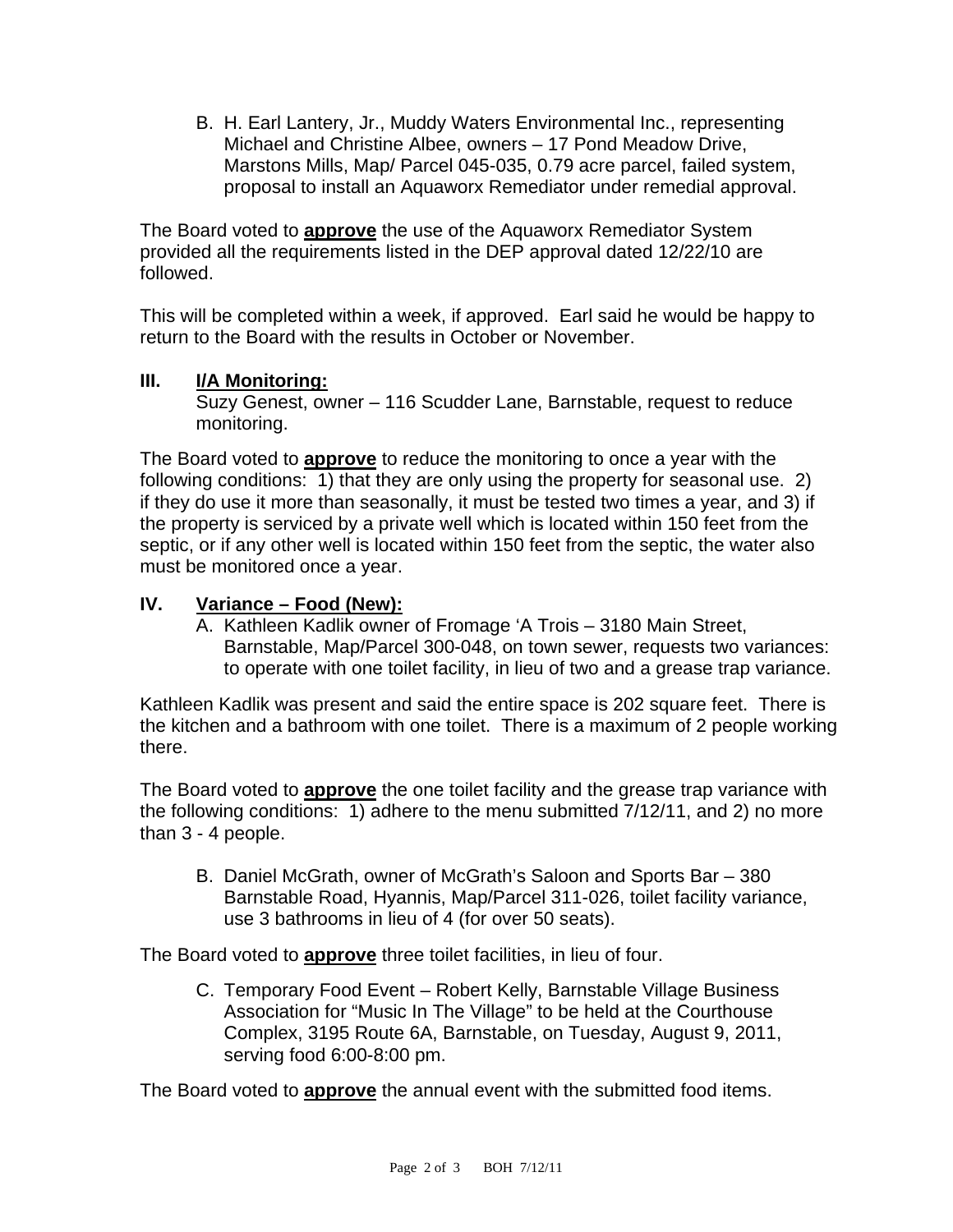B. H. Earl Lantery, Jr., Muddy Waters Environmental Inc., representing Michael and Christine Albee, owners – 17 Pond Meadow Drive, Marstons Mills, Map/ Parcel 045-035, 0.79 acre parcel, failed system, proposal to install an Aquaworx Remediator under remedial approval.

The Board voted to **approve** the use of the Aquaworx Remediator System provided all the requirements listed in the DEP approval dated 12/22/10 are followed.

This will be completed within a week, if approved. Earl said he would be happy to return to the Board with the results in October or November.

## III. I/A Monitoring:

Suzy Genest, owner – 116 Scudder Lane, Barnstable, request to reduce monitoring.

The Board voted to **approve** to reduce the monitoring to once a year with the following conditions: 1) that they are only using the property for seasonal use. 2) if they do use it more than seasonally, it must be tested two times a year, and 3) if the property is serviced by a private well which is located within 150 feet from the septic, or if any other well is located within 150 feet from the septic, the water also must be monitored once a year.

## IV. Variance – Food (New):

A. Kathleen Kadlik owner of Fromage 'A Trois – 3180 Main Street, Barnstable, Map/Parcel 300-048, on town sewer, requests two variances: to operate with one toilet facility, in lieu of two and a grease trap variance.

Kathleen Kadlik was present and said the entire space is 202 square feet. There is the kitchen and a bathroom with one toilet. There is a maximum of 2 people working there.

The Board voted to **approve** the one toilet facility and the grease trap variance with the following conditions: 1) adhere to the menu submitted 7/12/11, and 2) no more than 3 - 4 people.

B. Daniel McGrath, owner of McGrath's Saloon and Sports Bar – 380 Barnstable Road, Hyannis, Map/Parcel 311-026, toilet facility variance, use 3 bathrooms in lieu of 4 (for over 50 seats).

The Board voted to **approve** three toilet facilities, in lieu of four.

C. Temporary Food Event – Robert Kelly, Barnstable Village Business Association for "Music In The Village" to be held at the Courthouse Complex, 3195 Route 6A, Barnstable, on Tuesday, August 9, 2011, serving food 6:00-8:00 pm.

The Board voted to **approve** the annual event with the submitted food items.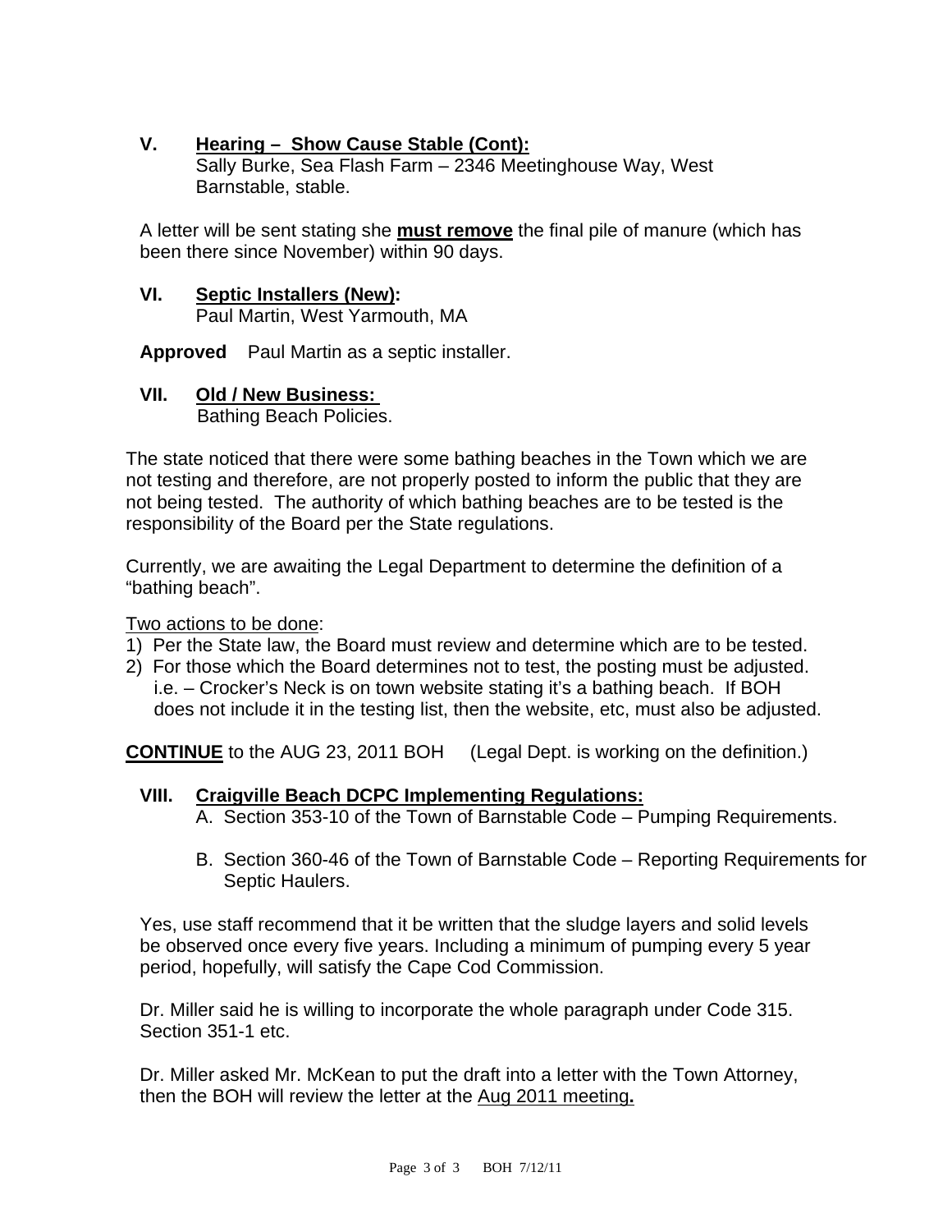**V. <u>Hearing – Show Cause Stable (Cont):</u>**
Sally Burke, Sea Flash Farm – 2346 Meetinghouse Way, West Barnstable, stable.

A letter will be sent stating she **<u>must remove</u>** the final pile of manure (which has been there since November) within 90 days.

**VI. <u>Septic Installers (New)</u>:**
Paul Martin, West Yarmouth, MA

**Approved** Paul Martin as a septic installer.

**VII. <u>Old / New Business:</u>**
Bathing Beach Policies.

The state noticed that there were some bathing beaches in the Town which we are not testing and therefore, are not properly posted to inform the public that they are not being tested. The authority of which bathing beaches are to be tested is the responsibility of the Board per the State regulations.

Currently, we are awaiting the Legal Department to determine the definition of a "bathing beach".

<u>Two actions to be done</u>:

1) Per the State law, the Board must review and determine which are to be tested.
2) For those which the Board determines not to test, the posting must be adjusted. i.e. – Crocker's Neck is on town website stating it's a bathing beach. If BOH does not include it in the testing list, then the website, etc, must also be adjusted.

**<u>CONTINUE</u>** to the AUG 23, 2011 BOH (Legal Dept. is working on the definition.)

**VIII. <u>Craigville Beach DCPC Implementing Regulations:</u>**

A. Section 353-10 of the Town of Barnstable Code – Pumping Requirements.

B. Section 360-46 of the Town of Barnstable Code – Reporting Requirements for Septic Haulers.

Yes, use staff recommend that it be written that the sludge layers and solid levels be observed once every five years. Including a minimum of pumping every 5 year period, hopefully, will satisfy the Cape Cod Commission.

Dr. Miller said he is willing to incorporate the whole paragraph under Code 315. Section 351-1 etc.

Dr. Miller asked Mr. McKean to put the draft into a letter with the Town Attorney, then the BOH will review the letter at the <u>Aug 2011 meeting</u>**.**